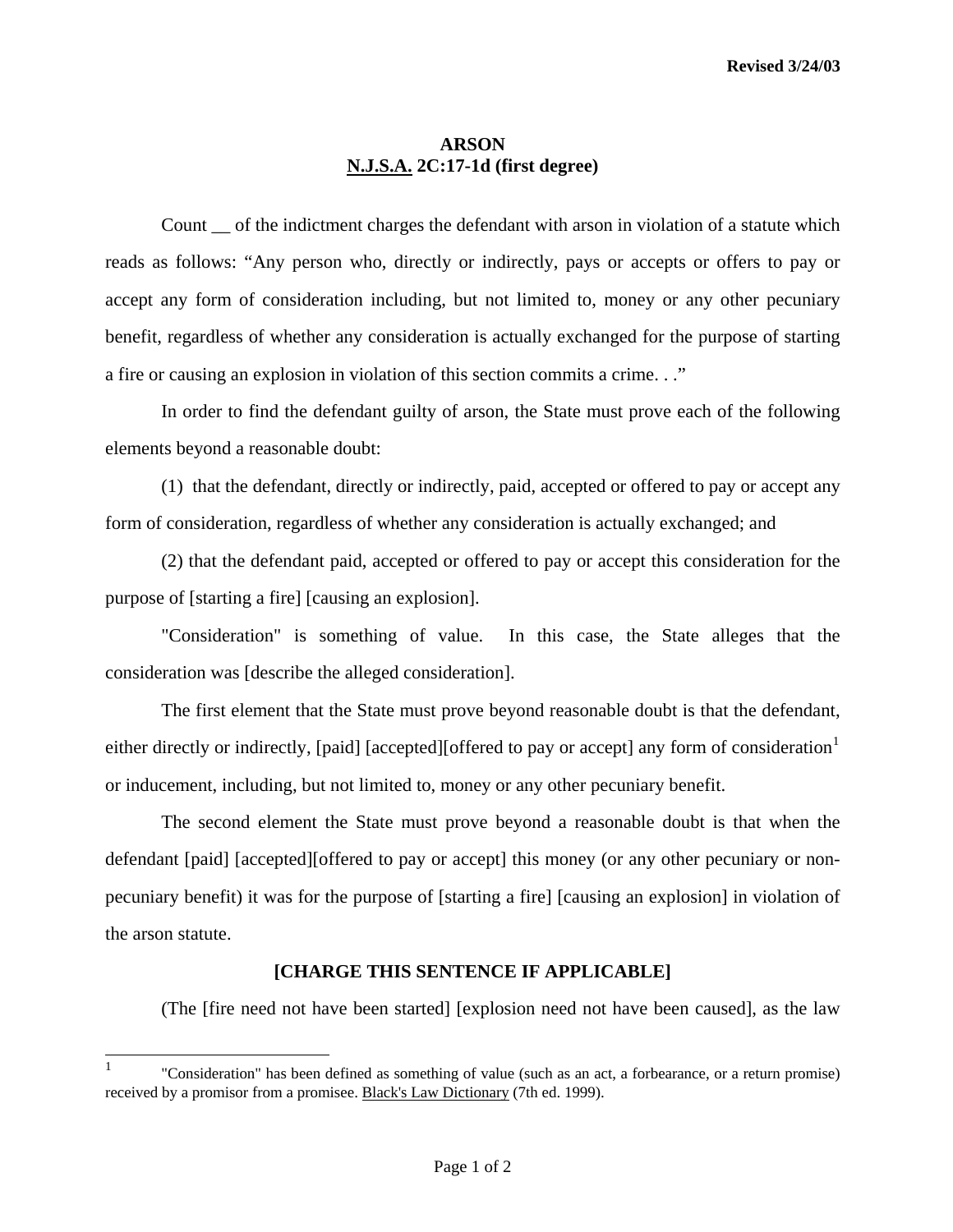Revised 3/24/03

# ARSON
## N.J.S.A. 2C:17-1d (first degree)

Count __ of the indictment charges the defendant with arson in violation of a statute which reads as follows: "Any person who, directly or indirectly, pays or accepts or offers to pay or accept any form of consideration including, but not limited to, money or any other pecuniary benefit, regardless of whether any consideration is actually exchanged for the purpose of starting a fire or causing an explosion in violation of this section commits a crime. . ."

In order to find the defendant guilty of arson, the State must prove each of the following elements beyond a reasonable doubt:

(1) that the defendant, directly or indirectly, paid, accepted or offered to pay or accept any form of consideration, regardless of whether any consideration is actually exchanged; and

(2) that the defendant paid, accepted or offered to pay or accept this consideration for the purpose of [starting a fire] [causing an explosion].

"Consideration" is something of value. In this case, the State alleges that the consideration was [describe the alleged consideration].

The first element that the State must prove beyond reasonable doubt is that the defendant, either directly or indirectly, [paid] [accepted][offered to pay or accept] any form of consideration[1] or inducement, including, but not limited to, money or any other pecuniary benefit.

The second element the State must prove beyond a reasonable doubt is that when the defendant [paid] [accepted][offered to pay or accept] this money (or any other pecuniary or non-pecuniary benefit) it was for the purpose of [starting a fire] [causing an explosion] in violation of the arson statute.

**[CHARGE THIS SENTENCE IF APPLICABLE]**

(The [fire need not have been started] [explosion need not have been caused], as the law

---

[1] "Consideration" has been defined as something of value (such as an act, a forbearance, or a return promise) received by a promisor from a promisee. Black's Law Dictionary (7th ed. 1999).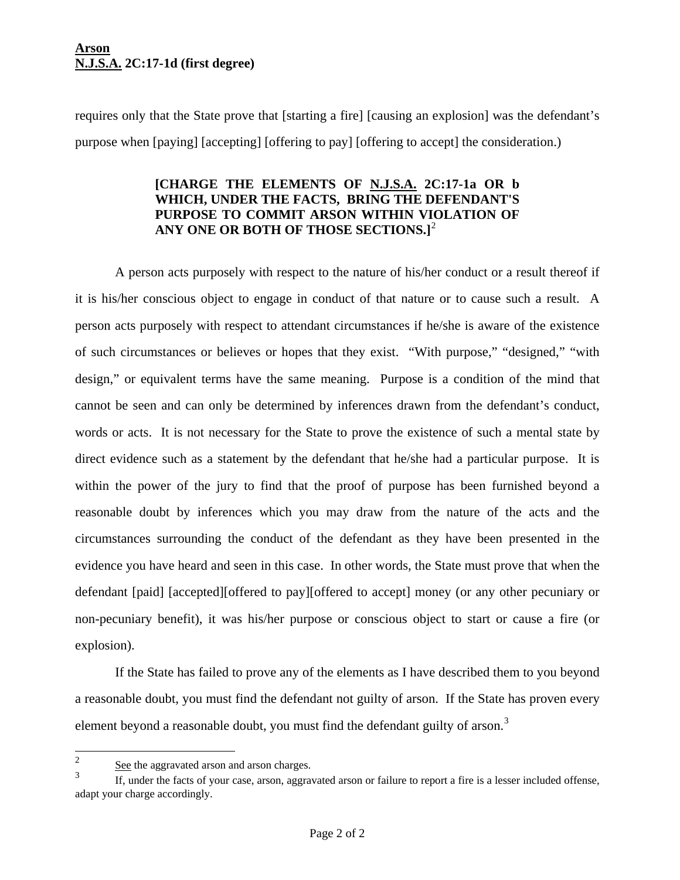requires only that the State prove that [starting a fire] [causing an explosion] was the defendant's purpose when [paying] [accepting] [offering to pay] [offering to accept] the consideration.)

> **[CHARGE THE ELEMENTS OF N.J.S.A. 2C:17-1a OR b WHICH, UNDER THE FACTS, BRING THE DEFENDANT'S PURPOSE TO COMMIT ARSON WITHIN VIOLATION OF ANY ONE OR BOTH OF THOSE SECTIONS.]**[2]

A person acts purposely with respect to the nature of his/her conduct or a result thereof if it is his/her conscious object to engage in conduct of that nature or to cause such a result. A person acts purposely with respect to attendant circumstances if he/she is aware of the existence of such circumstances or believes or hopes that they exist. "With purpose," "designed," "with design," or equivalent terms have the same meaning. Purpose is a condition of the mind that cannot be seen and can only be determined by inferences drawn from the defendant's conduct, words or acts. It is not necessary for the State to prove the existence of such a mental state by direct evidence such as a statement by the defendant that he/she had a particular purpose. It is within the power of the jury to find that the proof of purpose has been furnished beyond a reasonable doubt by inferences which you may draw from the nature of the acts and the circumstances surrounding the conduct of the defendant as they have been presented in the evidence you have heard and seen in this case. In other words, the State must prove that when the defendant [paid] [accepted][offered to pay][offered to accept] money (or any other pecuniary or non-pecuniary benefit), it was his/her purpose or conscious object to start or cause a fire (or explosion).

If the State has failed to prove any of the elements as I have described them to you beyond a reasonable doubt, you must find the defendant not guilty of arson. If the State has proven every element beyond a reasonable doubt, you must find the defendant guilty of arson.[3]

---

[2] See the aggravated arson and arson charges.

[3] If, under the facts of your case, arson, aggravated arson or failure to report a fire is a lesser included offense, adapt your charge accordingly.